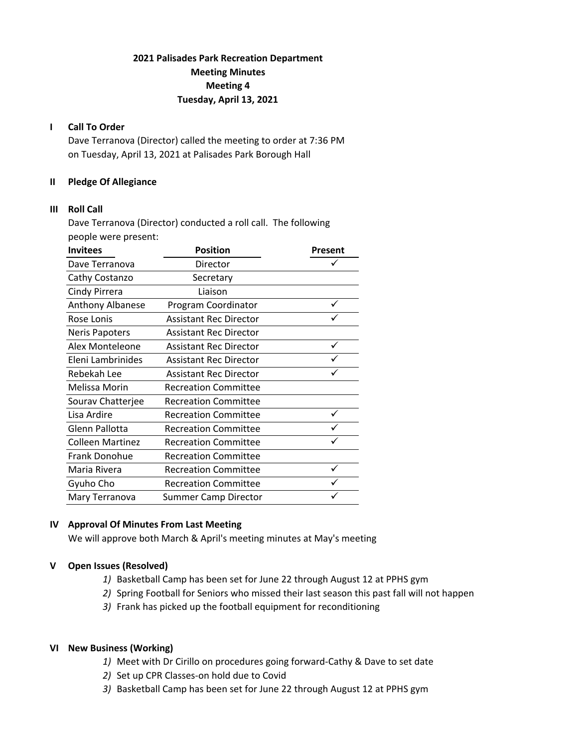# 2021 Palisades Park Recreation Department
## Meeting Minutes
## Meeting 4
## Tuesday, April 13, 2021

**I Call To Order**

Dave Terranova (Director) called the meeting to order at 7:36 PM on Tuesday, April 13, 2021 at Palisades Park Borough Hall

**II Pledge Of Allegiance**

**III Roll Call**

Dave Terranova (Director) conducted a roll call. The following people were present:

| Invitees | Position | Present |
|---|---|---|
| Dave Terranova | Director | ✓ |
| Cathy Costanzo | Secretary | |
| Cindy Pirrera | Liaison | |
| Anthony Albanese | Program Coordinator | ✓ |
| Rose Lonis | Assistant Rec Director | ✓ |
| Neris Papoters | Assistant Rec Director | |
| Alex Monteleone | Assistant Rec Director | ✓ |
| Eleni Lambrinides | Assistant Rec Director | ✓ |
| Rebekah Lee | Assistant Rec Director | ✓ |
| Melissa Morin | Recreation Committee | |
| Sourav Chatterjee | Recreation Committee | |
| Lisa Ardire | Recreation Committee | ✓ |
| Glenn Pallotta | Recreation Committee | ✓ |
| Colleen Martinez | Recreation Committee | ✓ |
| Frank Donohue | Recreation Committee | |
| Maria Rivera | Recreation Committee | ✓ |
| Gyuho Cho | Recreation Committee | ✓ |
| Mary Terranova | Summer Camp Director | ✓ |

**IV Approval Of Minutes From Last Meeting**

We will approve both March & April's meeting minutes at May's meeting

**V Open Issues (Resolved)**

1) Basketball Camp has been set for June 22 through August 12 at PPHS gym
2) Spring Football for Seniors who missed their last season this past fall will not happen
3) Frank has picked up the football equipment for reconditioning

**VI New Business (Working)**

1) Meet with Dr Cirillo on procedures going forward-Cathy & Dave to set date
2) Set up CPR Classes-on hold due to Covid
3) Basketball Camp has been set for June 22 through August 12 at PPHS gym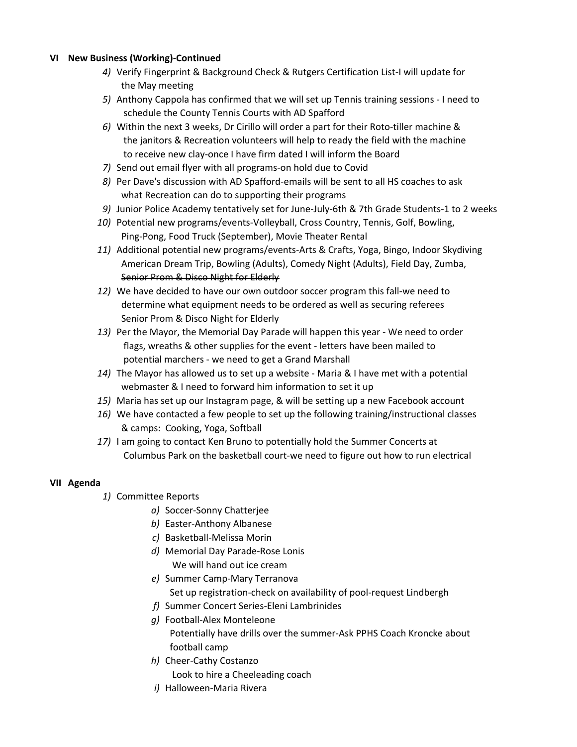## VI New Business (Working)-Continued

4) Verify Fingerprint & Background Check & Rutgers Certification List-I will update for the May meeting
5) Anthony Cappola has confirmed that we will set up Tennis training sessions - I need to schedule the County Tennis Courts with AD Spafford
6) Within the next 3 weeks, Dr Cirillo will order a part for their Roto-tiller machine & the janitors & Recreation volunteers will help to ready the field with the machine to receive new clay-once I have firm dated I will inform the Board
7) Send out email flyer with all programs-on hold due to Covid
8) Per Dave's discussion with AD Spafford-emails will be sent to all HS coaches to ask what Recreation can do to supporting their programs
9) Junior Police Academy tentatively set for June-July-6th & 7th Grade Students-1 to 2 weeks
10) Potential new programs/events-Volleyball, Cross Country, Tennis, Golf, Bowling, Ping-Pong, Food Truck (September), Movie Theater Rental
11) Additional potential new programs/events-Arts & Crafts, Yoga, Bingo, Indoor Skydiving American Dream Trip, Bowling (Adults), Comedy Night (Adults), Field Day, Zumba, ~~Senior Prom & Disco Night for Elderly~~
12) We have decided to have our own outdoor soccer program this fall-we need to determine what equipment needs to be ordered as well as securing referees Senior Prom & Disco Night for Elderly
13) Per the Mayor, the Memorial Day Parade will happen this year - We need to order flags, wreaths & other supplies for the event - letters have been mailed to potential marchers - we need to get a Grand Marshall
14) The Mayor has allowed us to set up a website - Maria & I have met with a potential webmaster & I need to forward him information to set it up
15) Maria has set up our Instagram page, & will be setting up a new Facebook account
16) We have contacted a few people to set up the following training/instructional classes & camps: Cooking, Yoga, Softball
17) I am going to contact Ken Bruno to potentially hold the Summer Concerts at Columbus Park on the basketball court-we need to figure out how to run electrical

## VII Agenda

1) Committee Reports
   a) Soccer-Sonny Chatterjee
   b) Easter-Anthony Albanese
   c) Basketball-Melissa Morin
   d) Memorial Day Parade-Rose Lonis
      We will hand out ice cream
   e) Summer Camp-Mary Terranova
      Set up registration-check on availability of pool-request Lindbergh
   f) Summer Concert Series-Eleni Lambrinides
   g) Football-Alex Monteleone
      Potentially have drills over the summer-Ask PPHS Coach Kroncke about football camp
   h) Cheer-Cathy Costanzo
      Look to hire a Cheeleading coach
   i) Halloween-Maria Rivera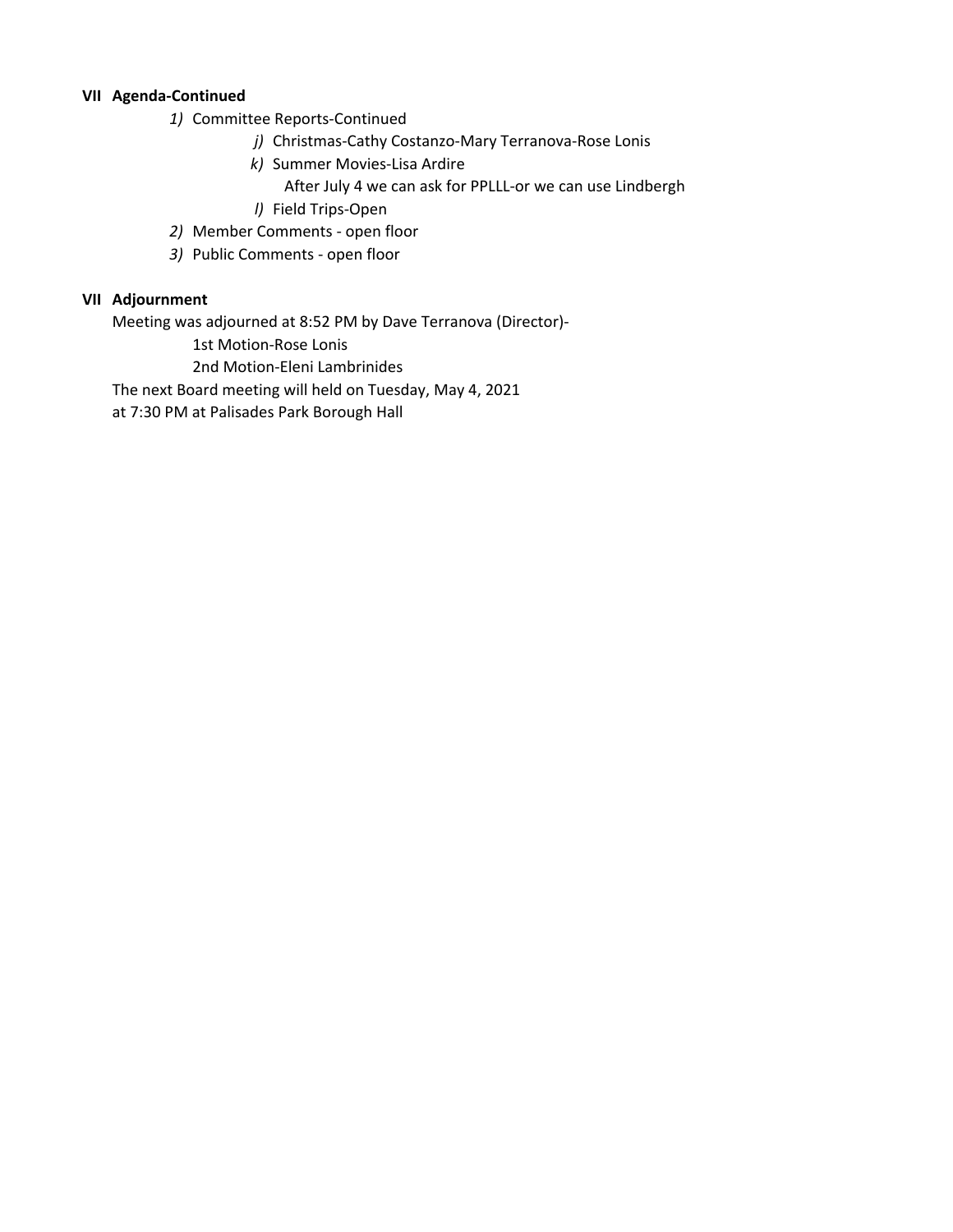**VII Agenda-Continued**

*1)* Committee Reports-Continued

*j)* Christmas-Cathy Costanzo-Mary Terranova-Rose Lonis

*k)* Summer Movies-Lisa Ardire

After July 4 we can ask for PPLLL-or we can use Lindbergh

*l)* Field Trips-Open

*2)* Member Comments - open floor

*3)* Public Comments - open floor

**VII Adjournment**

Meeting was adjourned at 8:52 PM by Dave Terranova (Director)-

1st Motion-Rose Lonis

2nd Motion-Eleni Lambrinides

The next Board meeting will held on Tuesday, May 4, 2021
at 7:30 PM at Palisades Park Borough Hall